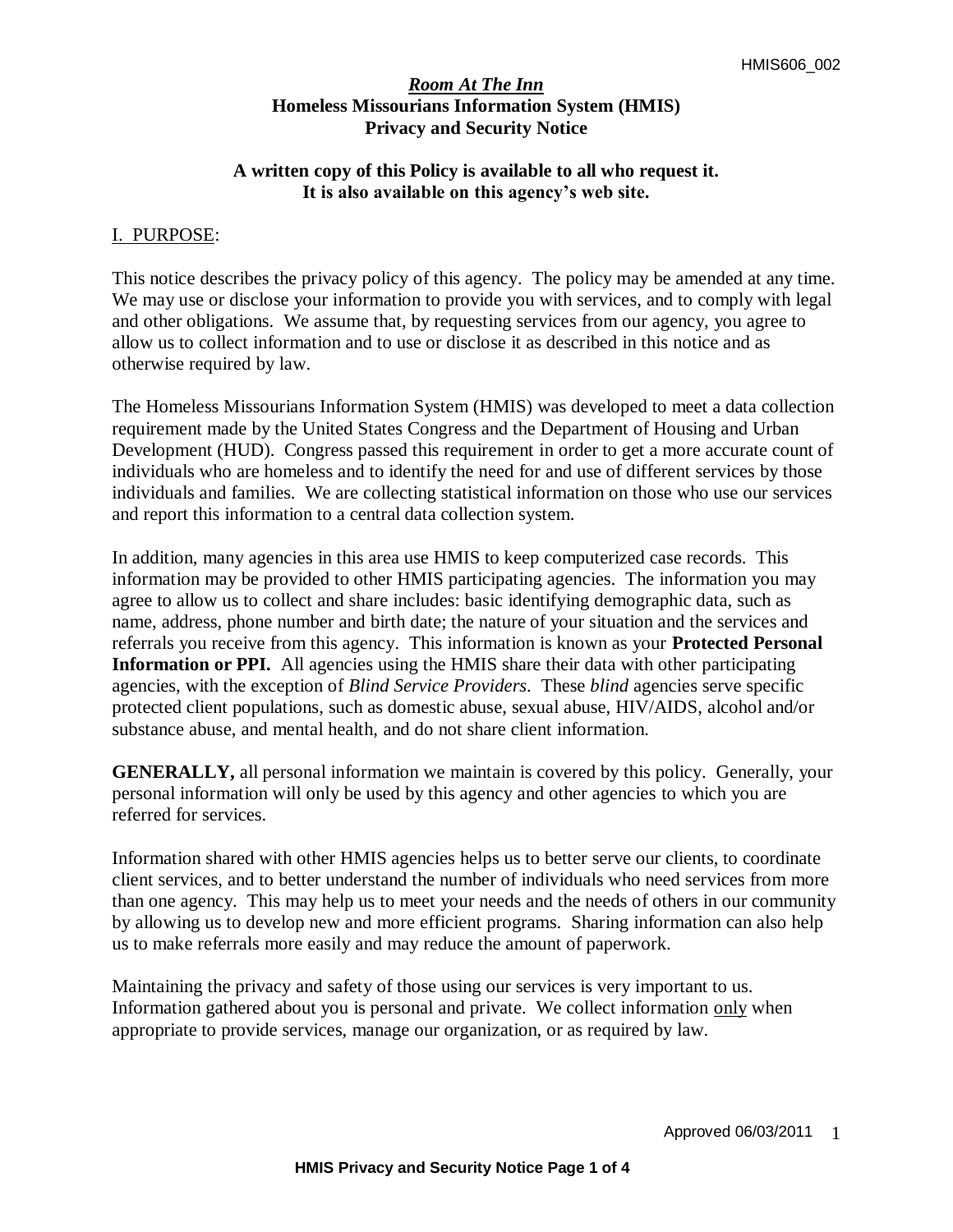# *Room At The Inn*
## Homeless Missourians Information System (HMIS)
## Privacy and Security Notice

**A written copy of this Policy is available to all who request it.**
**It is also available on this agency's web site.**

## I. PURPOSE:

This notice describes the privacy policy of this agency. The policy may be amended at any time. We may use or disclose your information to provide you with services, and to comply with legal and other obligations. We assume that, by requesting services from our agency, you agree to allow us to collect information and to use or disclose it as described in this notice and as otherwise required by law.

The Homeless Missourians Information System (HMIS) was developed to meet a data collection requirement made by the United States Congress and the Department of Housing and Urban Development (HUD). Congress passed this requirement in order to get a more accurate count of individuals who are homeless and to identify the need for and use of different services by those individuals and families. We are collecting statistical information on those who use our services and report this information to a central data collection system.

In addition, many agencies in this area use HMIS to keep computerized case records. This information may be provided to other HMIS participating agencies. The information you may agree to allow us to collect and share includes: basic identifying demographic data, such as name, address, phone number and birth date; the nature of your situation and the services and referrals you receive from this agency. This information is known as your **Protected Personal Information or PPI.** All agencies using the HMIS share their data with other participating agencies, with the exception of *Blind Service Providers*. These *blind* agencies serve specific protected client populations, such as domestic abuse, sexual abuse, HIV/AIDS, alcohol and/or substance abuse, and mental health, and do not share client information.

**GENERALLY,** all personal information we maintain is covered by this policy. Generally, your personal information will only be used by this agency and other agencies to which you are referred for services.

Information shared with other HMIS agencies helps us to better serve our clients, to coordinate client services, and to better understand the number of individuals who need services from more than one agency. This may help us to meet your needs and the needs of others in our community by allowing us to develop new and more efficient programs. Sharing information can also help us to make referrals more easily and may reduce the amount of paperwork.

Maintaining the privacy and safety of those using our services is very important to us. Information gathered about you is personal and private. We collect information only when appropriate to provide services, manage our organization, or as required by law.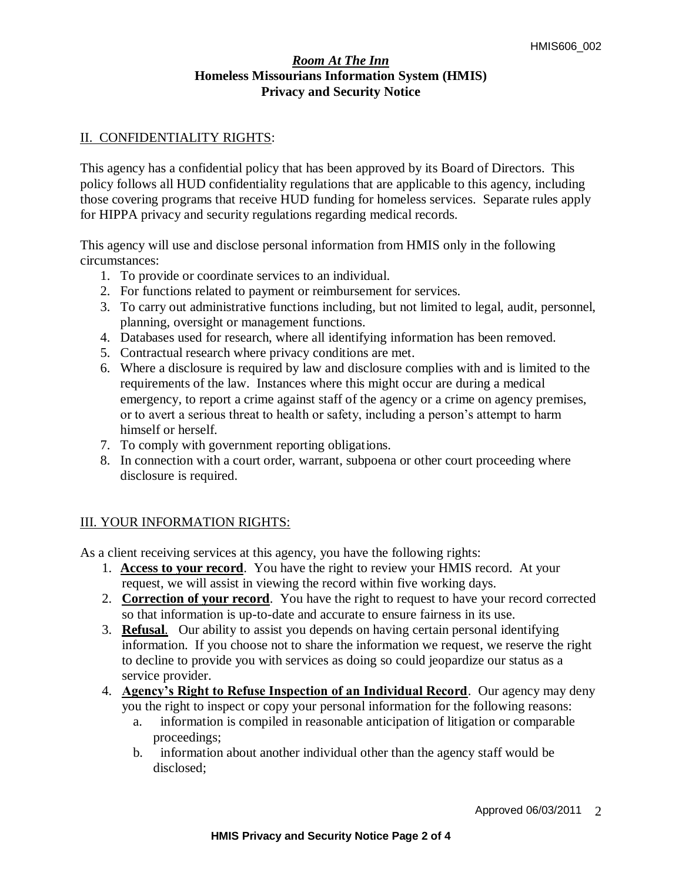# *Room At The Inn*
## Homeless Missourians Information System (HMIS)
## Privacy and Security Notice

## II. CONFIDENTIALITY RIGHTS:

This agency has a confidential policy that has been approved by its Board of Directors. This policy follows all HUD confidentiality regulations that are applicable to this agency, including those covering programs that receive HUD funding for homeless services. Separate rules apply for HIPPA privacy and security regulations regarding medical records.

This agency will use and disclose personal information from HMIS only in the following circumstances:

1. To provide or coordinate services to an individual.
2. For functions related to payment or reimbursement for services.
3. To carry out administrative functions including, but not limited to legal, audit, personnel, planning, oversight or management functions.
4. Databases used for research, where all identifying information has been removed.
5. Contractual research where privacy conditions are met.
6. Where a disclosure is required by law and disclosure complies with and is limited to the requirements of the law. Instances where this might occur are during a medical emergency, to report a crime against staff of the agency or a crime on agency premises, or to avert a serious threat to health or safety, including a person's attempt to harm himself or herself.
7. To comply with government reporting obligations.
8. In connection with a court order, warrant, subpoena or other court proceeding where disclosure is required.

## III. YOUR INFORMATION RIGHTS:

As a client receiving services at this agency, you have the following rights:

1. **Access to your record**. You have the right to review your HMIS record. At your request, we will assist in viewing the record within five working days.
2. **Correction of your record**. You have the right to request to have your record corrected so that information is up-to-date and accurate to ensure fairness in its use.
3. **Refusal**. Our ability to assist you depends on having certain personal identifying information. If you choose not to share the information we request, we reserve the right to decline to provide you with services as doing so could jeopardize our status as a service provider.
4. **Agency's Right to Refuse Inspection of an Individual Record**. Our agency may deny you the right to inspect or copy your personal information for the following reasons:
   a. information is compiled in reasonable anticipation of litigation or comparable proceedings;
   b. information about another individual other than the agency staff would be disclosed;

Approved 06/03/2011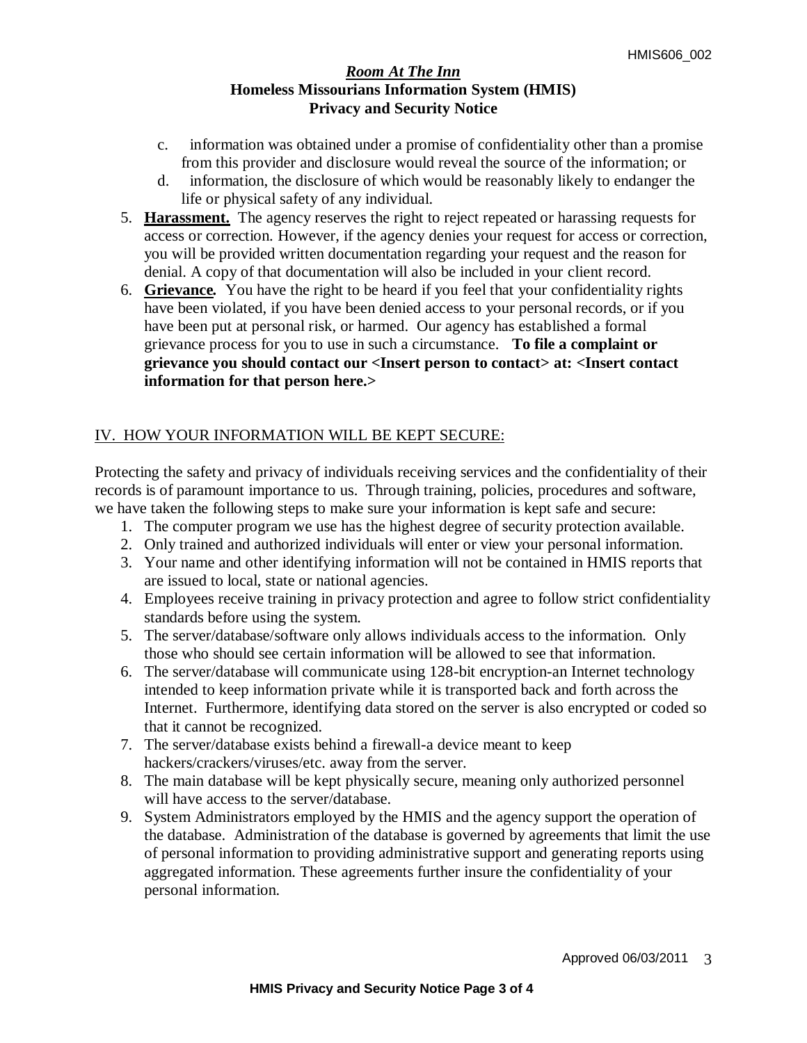c. information was obtained under a promise of confidentiality other than a promise from this provider and disclosure would reveal the source of the information; or

d. information, the disclosure of which would be reasonably likely to endanger the life or physical safety of any individual.

5. **Harassment.** The agency reserves the right to reject repeated or harassing requests for access or correction. However, if the agency denies your request for access or correction, you will be provided written documentation regarding your request and the reason for denial. A copy of that documentation will also be included in your client record.
6. **Grievance.** You have the right to be heard if you feel that your confidentiality rights have been violated, if you have been denied access to your personal records, or if you have been put at personal risk, or harmed. Our agency has established a formal grievance process for you to use in such a circumstance. **To file a complaint or grievance you should contact our <Insert person to contact> at: <Insert contact information for that person here.>**

## IV. HOW YOUR INFORMATION WILL BE KEPT SECURE:

Protecting the safety and privacy of individuals receiving services and the confidentiality of their records is of paramount importance to us. Through training, policies, procedures and software, we have taken the following steps to make sure your information is kept safe and secure:

1. The computer program we use has the highest degree of security protection available.
2. Only trained and authorized individuals will enter or view your personal information.
3. Your name and other identifying information will not be contained in HMIS reports that are issued to local, state or national agencies.
4. Employees receive training in privacy protection and agree to follow strict confidentiality standards before using the system.
5. The server/database/software only allows individuals access to the information. Only those who should see certain information will be allowed to see that information.
6. The server/database will communicate using 128-bit encryption-an Internet technology intended to keep information private while it is transported back and forth across the Internet. Furthermore, identifying data stored on the server is also encrypted or coded so that it cannot be recognized.
7. The server/database exists behind a firewall-a device meant to keep hackers/crackers/viruses/etc. away from the server.
8. The main database will be kept physically secure, meaning only authorized personnel will have access to the server/database.
9. System Administrators employed by the HMIS and the agency support the operation of the database. Administration of the database is governed by agreements that limit the use of personal information to providing administrative support and generating reports using aggregated information. These agreements further insure the confidentiality of your personal information.

Approved 06/03/2011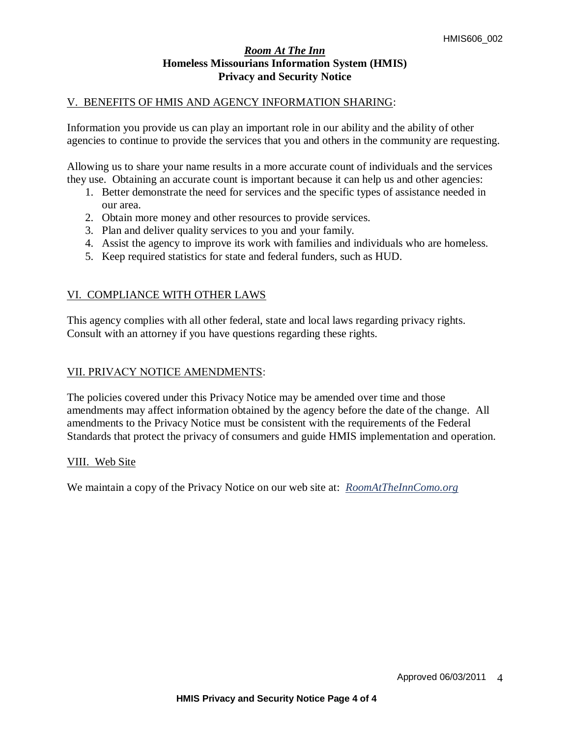## V. BENEFITS OF HMIS AND AGENCY INFORMATION SHARING:

Information you provide us can play an important role in our ability and the ability of other agencies to continue to provide the services that you and others in the community are requesting.

Allowing us to share your name results in a more accurate count of individuals and the services they use. Obtaining an accurate count is important because it can help us and other agencies:

1. Better demonstrate the need for services and the specific types of assistance needed in our area.
2. Obtain more money and other resources to provide services.
3. Plan and deliver quality services to you and your family.
4. Assist the agency to improve its work with families and individuals who are homeless.
5. Keep required statistics for state and federal funders, such as HUD.

## VI. COMPLIANCE WITH OTHER LAWS

This agency complies with all other federal, state and local laws regarding privacy rights. Consult with an attorney if you have questions regarding these rights.

## VII. PRIVACY NOTICE AMENDMENTS:

The policies covered under this Privacy Notice may be amended over time and those amendments may affect information obtained by the agency before the date of the change. All amendments to the Privacy Notice must be consistent with the requirements of the Federal Standards that protect the privacy of consumers and guide HMIS implementation and operation.

## VIII. Web Site

We maintain a copy of the Privacy Notice on our web site at: *RoomAtTheInnComo.org*

Approved 06/03/2011